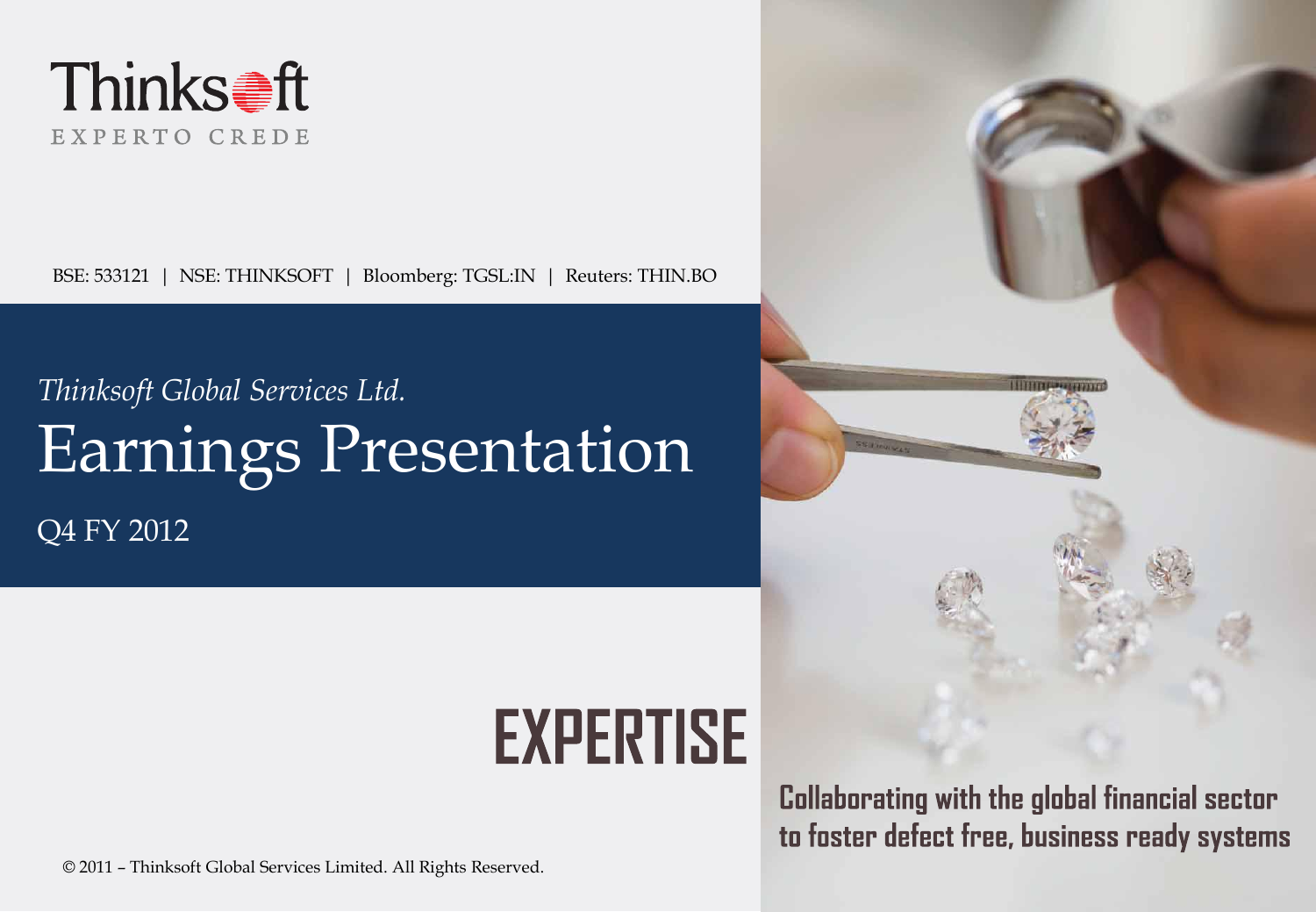Thinksoft
EXPERTO CREDE

BSE: 533121 | NSE: THINKSOFT | Bloomberg: TGSL:IN | Reuters: THIN.BO

*Thinksoft Global Services Ltd.*

# Earnings Presentation

Q4 FY 2012

## EXPERTISE

**Collaborating with the global financial sector to foster defect free, business ready systems**

© 2011 – Thinksoft Global Services Limited. All Rights Reserved.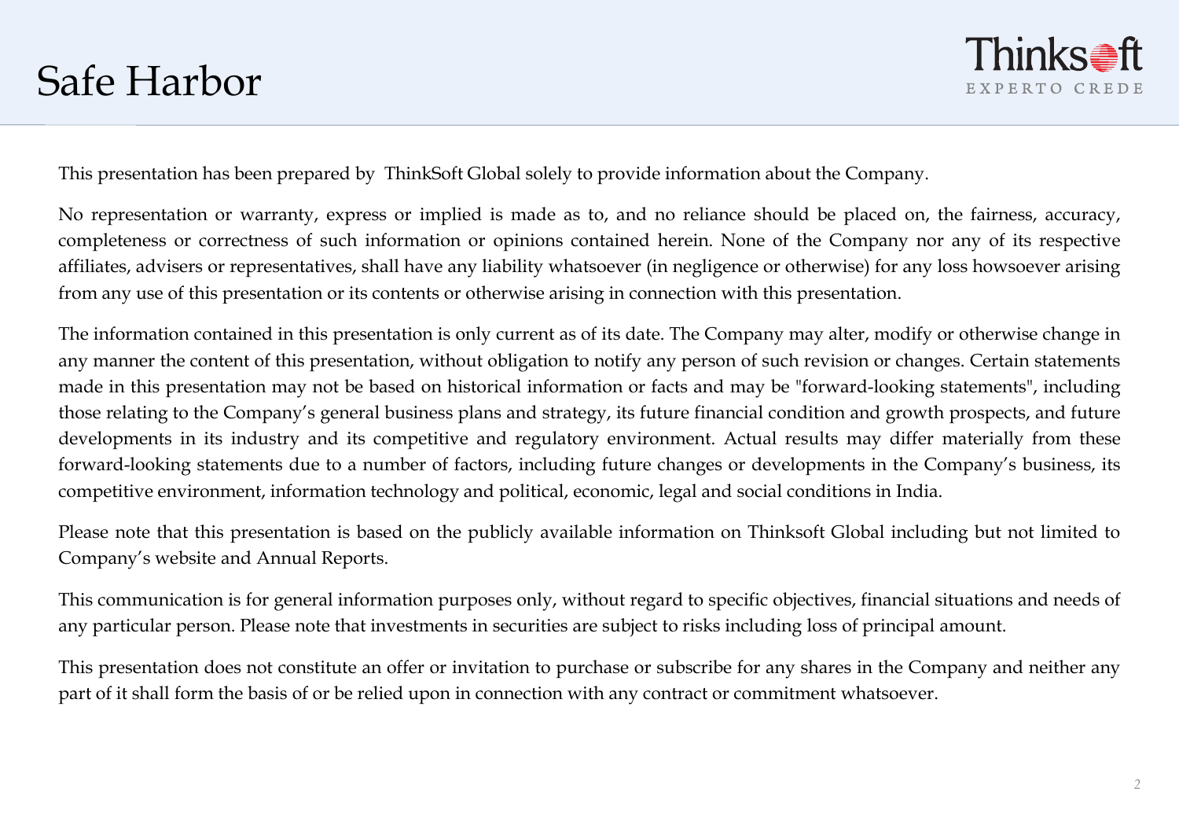# Safe Harbor

This presentation has been prepared by ThinkSoft Global solely to provide information about the Company.

No representation or warranty, express or implied is made as to, and no reliance should be placed on, the fairness, accuracy, completeness or correctness of such information or opinions contained herein. None of the Company nor any of its respective affiliates, advisers or representatives, shall have any liability whatsoever (in negligence or otherwise) for any loss howsoever arising from any use of this presentation or its contents or otherwise arising in connection with this presentation.

The information contained in this presentation is only current as of its date. The Company may alter, modify or otherwise change in any manner the content of this presentation, without obligation to notify any person of such revision or changes. Certain statements made in this presentation may not be based on historical information or facts and may be "forward-looking statements", including those relating to the Company's general business plans and strategy, its future financial condition and growth prospects, and future developments in its industry and its competitive and regulatory environment. Actual results may differ materially from these forward-looking statements due to a number of factors, including future changes or developments in the Company's business, its competitive environment, information technology and political, economic, legal and social conditions in India.

Please note that this presentation is based on the publicly available information on Thinksoft Global including but not limited to Company's website and Annual Reports.

This communication is for general information purposes only, without regard to specific objectives, financial situations and needs of any particular person. Please note that investments in securities are subject to risks including loss of principal amount.

This presentation does not constitute an offer or invitation to purchase or subscribe for any shares in the Company and neither any part of it shall form the basis of or be relied upon in connection with any contract or commitment whatsoever.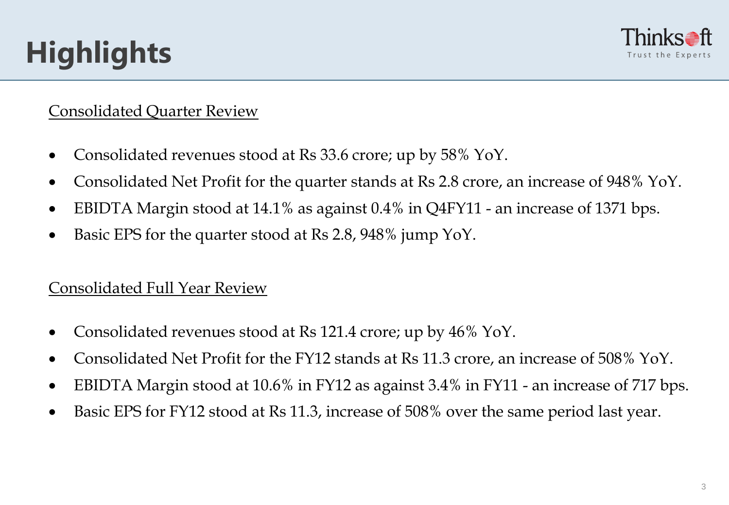# Highlights

Consolidated Quarter Review

- Consolidated revenues stood at Rs 33.6 crore; up by 58% YoY.
- Consolidated Net Profit for the quarter stands at Rs 2.8 crore, an increase of 948% YoY.
- EBIDTA Margin stood at 14.1% as against 0.4% in Q4FY11 - an increase of 1371 bps.
- Basic EPS for the quarter stood at Rs 2.8, 948% jump YoY.

Consolidated Full Year Review

- Consolidated revenues stood at Rs 121.4 crore; up by 46% YoY.
- Consolidated Net Profit for the FY12 stands at Rs 11.3 crore, an increase of 508% YoY.
- EBIDTA Margin stood at 10.6% in FY12 as against 3.4% in FY11 - an increase of 717 bps.
- Basic EPS for FY12 stood at Rs 11.3, increase of 508% over the same period last year.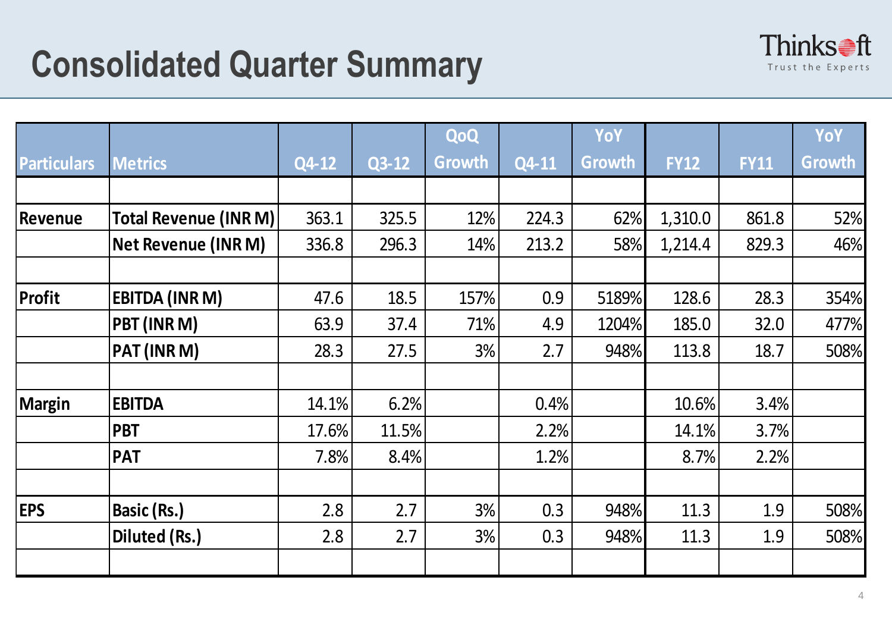# Consolidated Quarter Summary

| Particulars | Metrics | Q4-12 | Q3-12 | QoQ Growth | Q4-11 | YoY Growth | FY12 | FY11 | YoY Growth |
|---|---|---|---|---|---|---|---|---|---|
| | | | | | | | | | |
| **Revenue** | **Total Revenue (INR M)** | 363.1 | 325.5 | 12% | 224.3 | 62% | 1,310.0 | 861.8 | 52% |
| | **Net Revenue (INR M)** | 336.8 | 296.3 | 14% | 213.2 | 58% | 1,214.4 | 829.3 | 46% |
| | | | | | | | | | |
| **Profit** | **EBITDA (INR M)** | 47.6 | 18.5 | 157% | 0.9 | 5189% | 128.6 | 28.3 | 354% |
| | **PBT (INR M)** | 63.9 | 37.4 | 71% | 4.9 | 1204% | 185.0 | 32.0 | 477% |
| | **PAT (INR M)** | 28.3 | 27.5 | 3% | 2.7 | 948% | 113.8 | 18.7 | 508% |
| | | | | | | | | | |
| **Margin** | **EBITDA** | 14.1% | 6.2% | | 0.4% | | 10.6% | 3.4% | |
| | **PBT** | 17.6% | 11.5% | | 2.2% | | 14.1% | 3.7% | |
| | **PAT** | 7.8% | 8.4% | | 1.2% | | 8.7% | 2.2% | |
| | | | | | | | | | |
| **EPS** | **Basic (Rs.)** | 2.8 | 2.7 | 3% | 0.3 | 948% | 11.3 | 1.9 | 508% |
| | **Diluted (Rs.)** | 2.8 | 2.7 | 3% | 0.3 | 948% | 11.3 | 1.9 | 508% |
| | | | | | | | | | |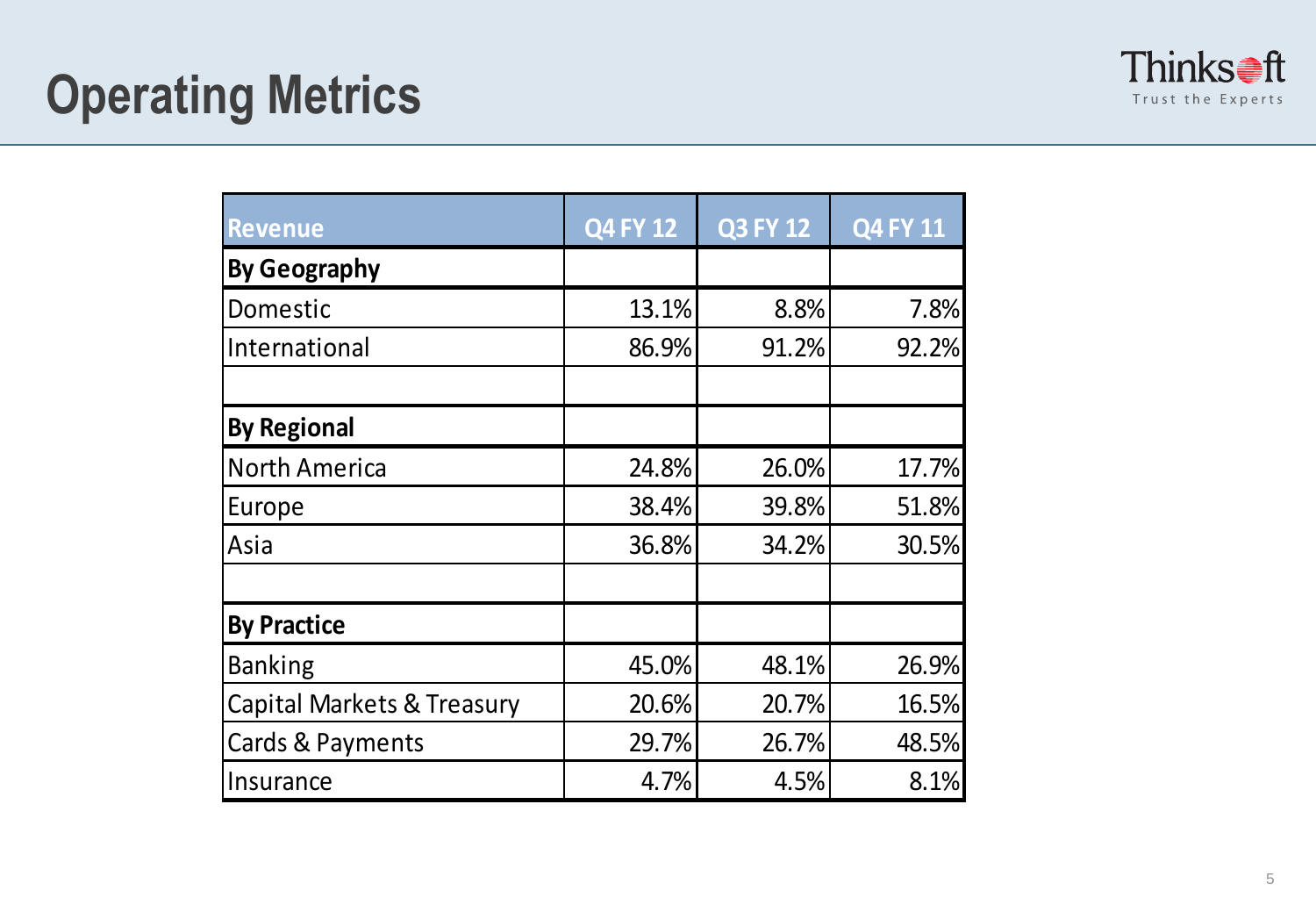# Operating Metrics

| Revenue | Q4 FY 12 | Q3 FY 12 | Q4 FY 11 |
|---|---|---|---|
| **By Geography** | | | |
| Domestic | 13.1% | 8.8% | 7.8% |
| International | 86.9% | 91.2% | 92.2% |
| | | | |
| **By Regional** | | | |
| North America | 24.8% | 26.0% | 17.7% |
| Europe | 38.4% | 39.8% | 51.8% |
| Asia | 36.8% | 34.2% | 30.5% |
| | | | |
| **By Practice** | | | |
| Banking | 45.0% | 48.1% | 26.9% |
| Capital Markets & Treasury | 20.6% | 20.7% | 16.5% |
| Cards & Payments | 29.7% | 26.7% | 48.5% |
| Insurance | 4.7% | 4.5% | 8.1% |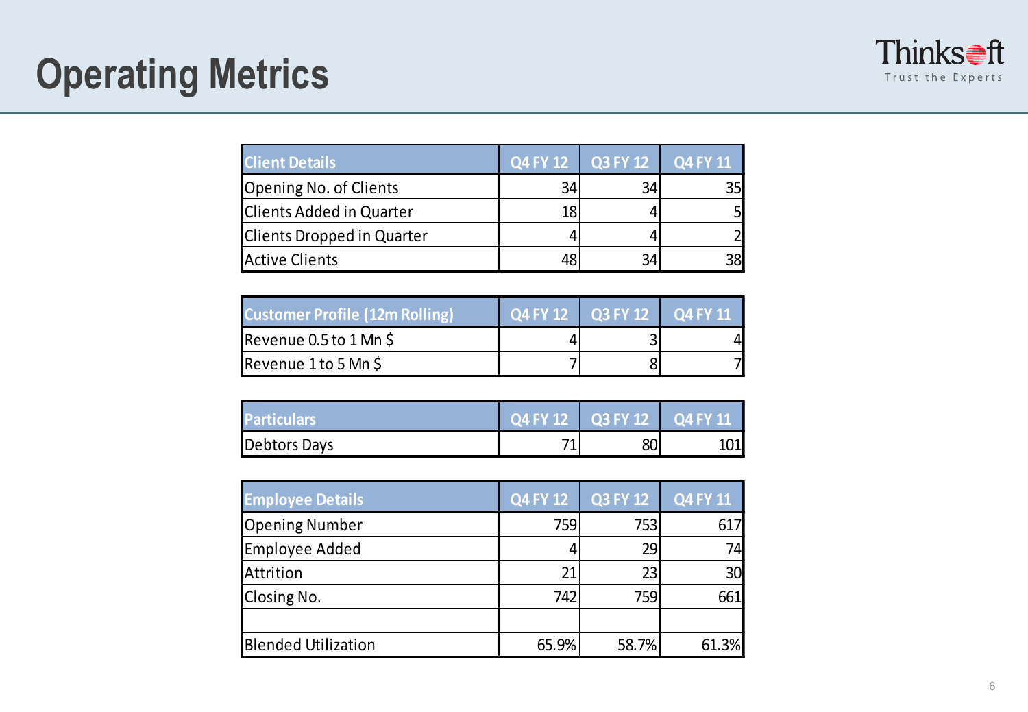# Operating Metrics

| Client Details | Q4 FY 12 | Q3 FY 12 | Q4 FY 11 |
|---|---|---|---|
| Opening No. of Clients | 34 | 34 | 35 |
| Clients Added in Quarter | 18 | 4 | 5 |
| Clients Dropped in Quarter | 4 | 4 | 2 |
| Active Clients | 48 | 34 | 38 |

| Customer Profile (12m Rolling) | Q4 FY 12 | Q3 FY 12 | Q4 FY 11 |
|---|---|---|---|
| Revenue 0.5 to 1 Mn $ | 4 | 3 | 4 |
| Revenue 1 to 5 Mn $ | 7 | 8 | 7 |

| Particulars | Q4 FY 12 | Q3 FY 12 | Q4 FY 11 |
|---|---|---|---|
| Debtors Days | 71 | 80 | 101 |

| Employee Details | Q4 FY 12 | Q3 FY 12 | Q4 FY 11 |
|---|---|---|---|
| Opening Number | 759 | 753 | 617 |
| Employee Added | 4 | 29 | 74 |
| Attrition | 21 | 23 | 30 |
| Closing No. | 742 | 759 | 661 |
| | | | |
| Blended Utilization | 65.9% | 58.7% | 61.3% |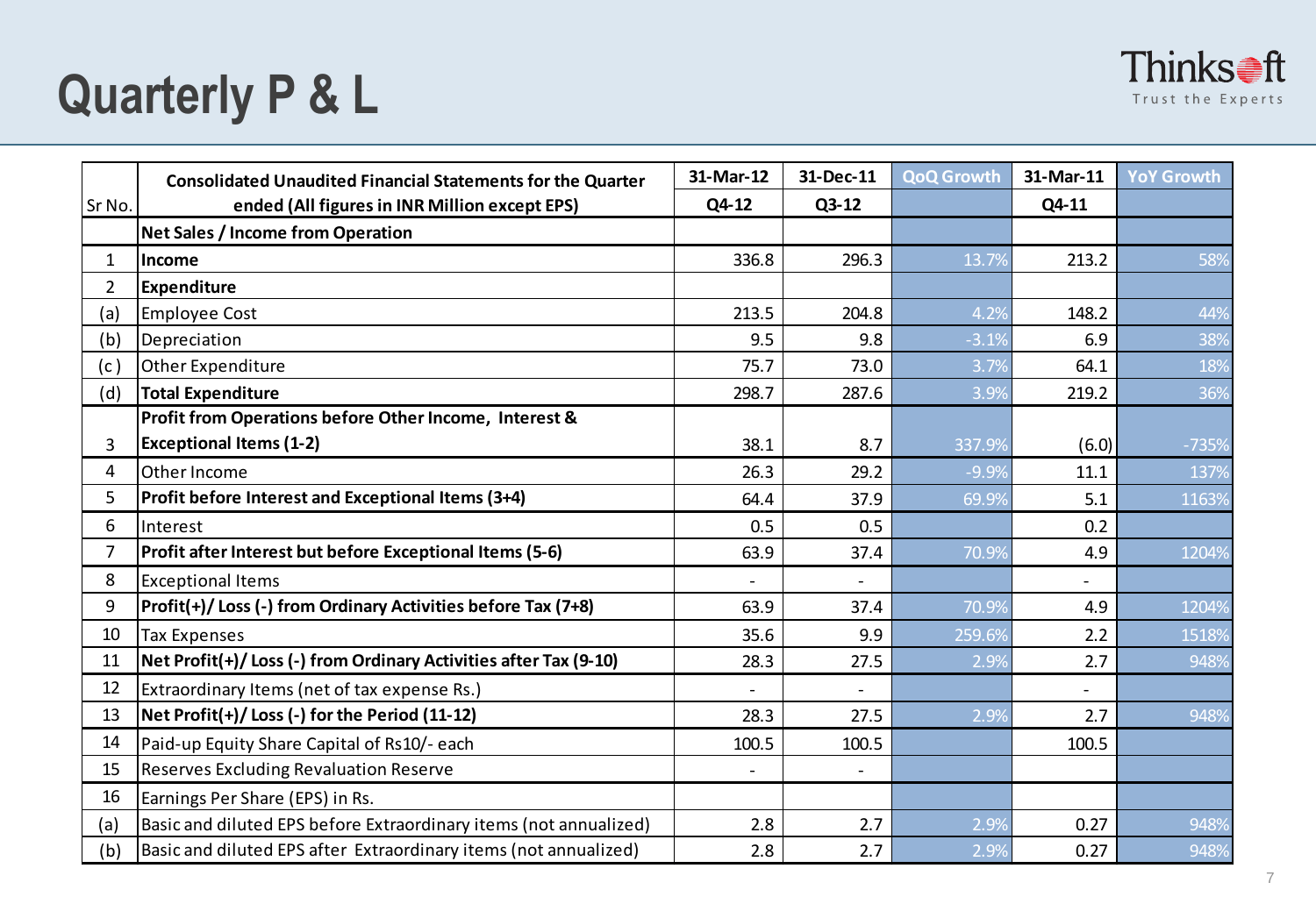# Quarterly P & L

| Sr No. | Consolidated Unaudited Financial Statements for the Quarter ended (All figures in INR Million except EPS) | 31-Mar-12 Q4-12 | 31-Dec-11 Q3-12 | QoQ Growth | 31-Mar-11 Q4-11 | YoY Growth |
|---|---|---|---|---|---|---|
| | **Net Sales / Income from Operation** | | | | | |
| 1 | **Income** | 336.8 | 296.3 | 13.7% | 213.2 | 58% |
| 2 | **Expenditure** | | | | | |
| (a) | Employee Cost | 213.5 | 204.8 | 4.2% | 148.2 | 44% |
| (b) | Depreciation | 9.5 | 9.8 | -3.1% | 6.9 | 38% |
| (c ) | Other Expenditure | 75.7 | 73.0 | 3.7% | 64.1 | 18% |
| (d) | **Total Expenditure** | 298.7 | 287.6 | 3.9% | 219.2 | 36% |
| 3 | **Profit from Operations before Other Income, Interest & Exceptional Items (1-2)** | 38.1 | 8.7 | 337.9% | (6.0) | -735% |
| 4 | Other Income | 26.3 | 29.2 | -9.9% | 11.1 | 137% |
| 5 | **Profit before Interest and Exceptional Items (3+4)** | 64.4 | 37.9 | 69.9% | 5.1 | 1163% |
| 6 | Interest | 0.5 | 0.5 | | 0.2 | |
| 7 | **Profit after Interest but before Exceptional Items (5-6)** | 63.9 | 37.4 | 70.9% | 4.9 | 1204% |
| 8 | Exceptional Items | - | - | | - | |
| 9 | **Profit(+)/ Loss (-) from Ordinary Activities before Tax (7+8)** | 63.9 | 37.4 | 70.9% | 4.9 | 1204% |
| 10 | Tax Expenses | 35.6 | 9.9 | 259.6% | 2.2 | 1518% |
| 11 | **Net Profit(+)/ Loss (-) from Ordinary Activities after Tax (9-10)** | 28.3 | 27.5 | 2.9% | 2.7 | 948% |
| 12 | Extraordinary Items (net of tax expense Rs.) | - | - | | - | |
| 13 | **Net Profit(+)/ Loss (-) for the Period (11-12)** | 28.3 | 27.5 | 2.9% | 2.7 | 948% |
| 14 | Paid-up Equity Share Capital of Rs10/- each | 100.5 | 100.5 | | 100.5 | |
| 15 | Reserves Excluding Revaluation Reserve | - | - | | | |
| 16 | Earnings Per Share (EPS) in Rs. | | | | | |
| (a) | Basic and diluted EPS before Extraordinary items (not annualized) | 2.8 | 2.7 | 2.9% | 0.27 | 948% |
| (b) | Basic and diluted EPS after Extraordinary items (not annualized) | 2.8 | 2.7 | 2.9% | 0.27 | 948% |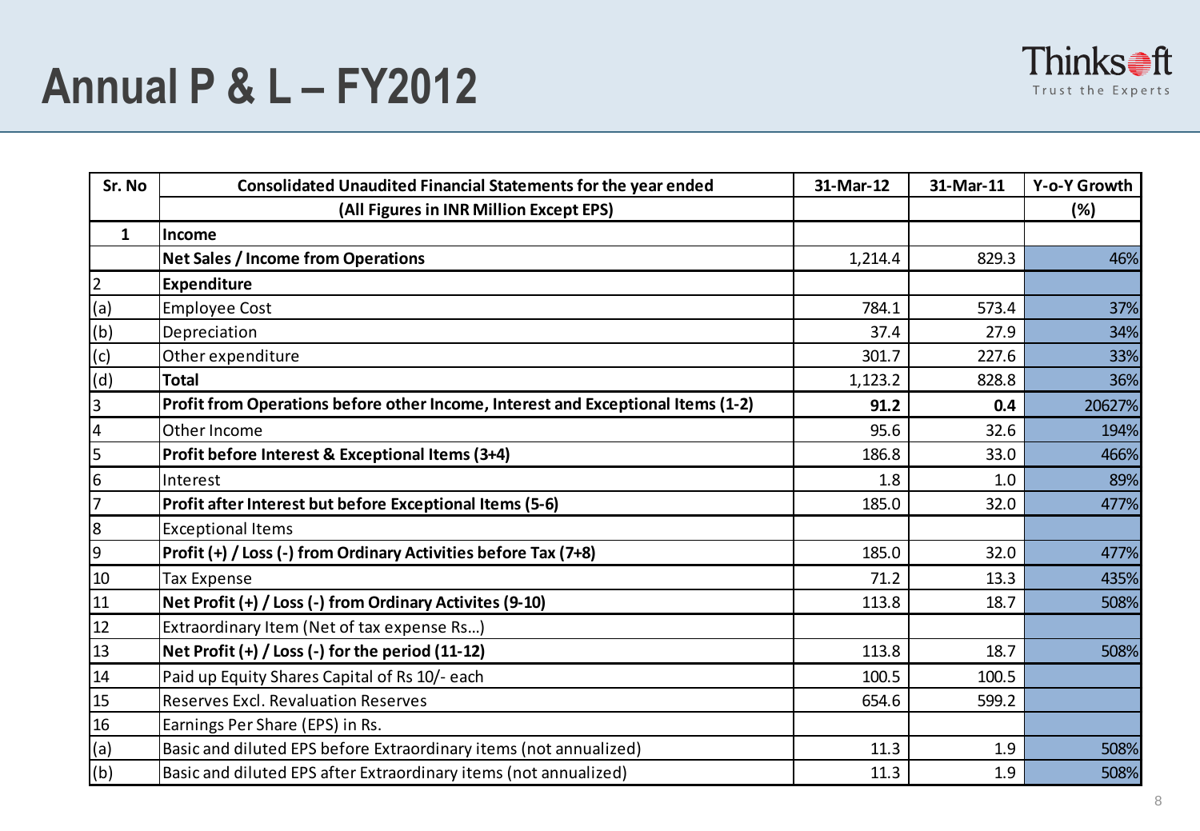# Annual P & L – FY2012

| Sr. No | Consolidated Unaudited Financial Statements for the year ended | 31-Mar-12 | 31-Mar-11 | Y-o-Y Growth |
|---|---|---|---|---|
| | **(All Figures in INR Million Except EPS)** | | | **(%)** |
| **1** | **Income** | | | |
| | **Net Sales / Income from Operations** | 1,214.4 | 829.3 | 46% |
| 2 | **Expenditure** | | | |
| (a) | Employee Cost | 784.1 | 573.4 | 37% |
| (b) | Depreciation | 37.4 | 27.9 | 34% |
| (c) | Other expenditure | 301.7 | 227.6 | 33% |
| (d) | **Total** | 1,123.2 | 828.8 | 36% |
| 3 | **Profit from Operations before other Income, Interest and Exceptional Items (1-2)** | **91.2** | **0.4** | 20627% |
| 4 | Other Income | 95.6 | 32.6 | 194% |
| 5 | **Profit before Interest & Exceptional Items (3+4)** | 186.8 | 33.0 | 466% |
| 6 | Interest | 1.8 | 1.0 | 89% |
| 7 | **Profit after Interest but before Exceptional Items (5-6)** | 185.0 | 32.0 | 477% |
| 8 | Exceptional Items | | | |
| 9 | **Profit (+) / Loss (-) from Ordinary Activities before Tax (7+8)** | 185.0 | 32.0 | 477% |
| 10 | Tax Expense | 71.2 | 13.3 | 435% |
| 11 | **Net Profit (+) / Loss (-) from Ordinary Activites (9-10)** | 113.8 | 18.7 | 508% |
| 12 | Extraordinary Item (Net of tax expense Rs...) | | | |
| 13 | **Net Profit (+) / Loss (-) for the period (11-12)** | 113.8 | 18.7 | 508% |
| 14 | Paid up Equity Shares Capital of Rs 10/- each | 100.5 | 100.5 | |
| 15 | Reserves Excl. Revaluation Reserves | 654.6 | 599.2 | |
| 16 | Earnings Per Share (EPS) in Rs. | | | |
| (a) | Basic and diluted EPS before Extraordinary items (not annualized) | 11.3 | 1.9 | 508% |
| (b) | Basic and diluted EPS after Extraordinary items (not annualized) | 11.3 | 1.9 | 508% |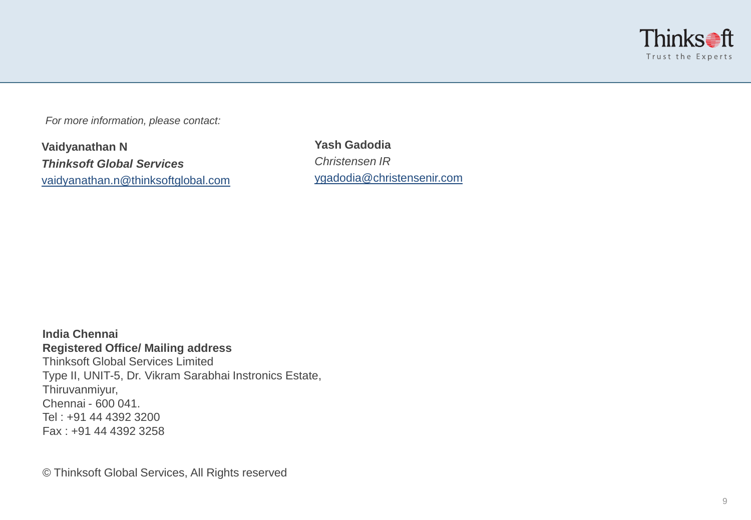*For more information, please contact:*

**Vaidyanathan N**
***Thinksoft Global Services***
vaidyanathan.n@thinksoftglobal.com

**Yash Gadodia**
*Christensen IR*
ygadodia@christensenir.com

**India Chennai**
**Registered Office/ Mailing address**
Thinksoft Global Services Limited
Type II, UNIT-5, Dr. Vikram Sarabhai Instronics Estate,
Thiruvanmiyur,
Chennai - 600 041.
Tel : +91 44 4392 3200
Fax : +91 44 4392 3258

© Thinksoft Global Services, All Rights reserved